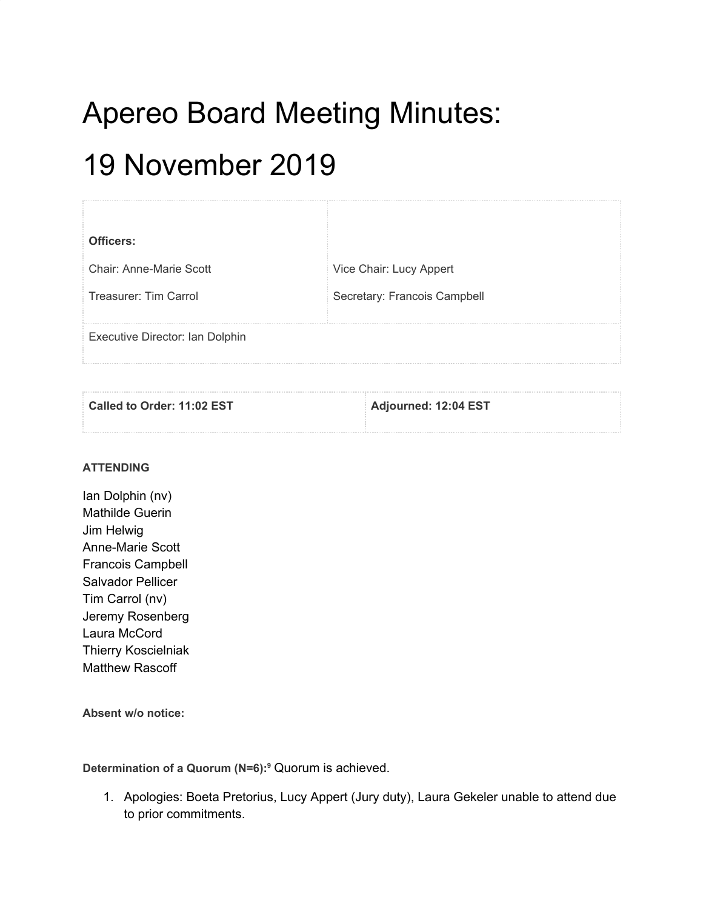# Apereo Board Meeting Minutes:

# 19 November 2019

| **Officers:** | |
| --- | --- |
| Chair: Anne-Marie Scott | Vice Chair: Lucy Appert |
| Treasurer: Tim Carrol | Secretary: Francois Campbell |
| Executive Director: Ian Dolphin | |

| **Called to Order: 11:02 EST** | **Adjourned: 12:04 EST** |
| --- | --- |

**ATTENDING**

Ian Dolphin (nv)
Mathilde Guerin
Jim Helwig
Anne-Marie Scott
Francois Campbell
Salvador Pellicer
Tim Carrol (nv)
Jeremy Rosenberg
Laura McCord
Thierry Koscielniak
Matthew Rascoff

**Absent w/o notice:**

**Determination of a Quorum (N=6):**[9] Quorum is achieved.

1. Apologies: Boeta Pretorius, Lucy Appert (Jury duty), Laura Gekeler unable to attend due to prior commitments.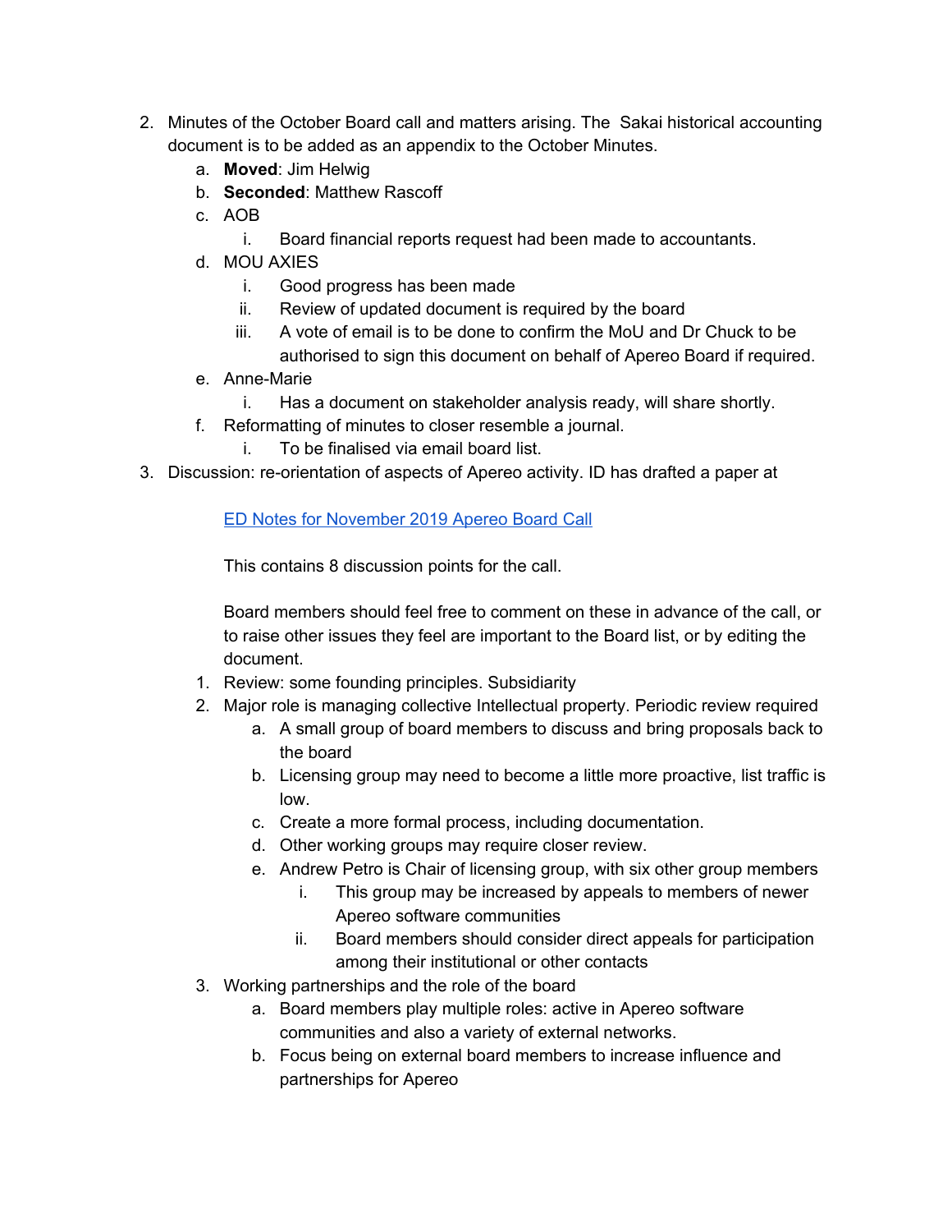2. Minutes of the October Board call and matters arising. The Sakai historical accounting document is to be added as an appendix to the October Minutes.
    a. **Moved**: Jim Helwig
    b. **Seconded**: Matthew Rascoff
    c. AOB
        i. Board financial reports request had been made to accountants.
    d. MOU AXIES
        i. Good progress has been made
        ii. Review of updated document is required by the board
        iii. A vote of email is to be done to confirm the MoU and Dr Chuck to be authorised to sign this document on behalf of Apereo Board if required.
    e. Anne-Marie
        i. Has a document on stakeholder analysis ready, will share shortly.
    f. Reformatting of minutes to closer resemble a journal.
        i. To be finalised via email board list.
3. Discussion: re-orientation of aspects of Apereo activity. ID has drafted a paper at

    ED Notes for November 2019 Apereo Board Call

    This contains 8 discussion points for the call.

    Board members should feel free to comment on these in advance of the call, or to raise other issues they feel are important to the Board list, or by editing the document.

    1. Review: some founding principles. Subsidiarity
    2. Major role is managing collective Intellectual property. Periodic review required
        a. A small group of board members to discuss and bring proposals back to the board
        b. Licensing group may need to become a little more proactive, list traffic is low.
        c. Create a more formal process, including documentation.
        d. Other working groups may require closer review.
        e. Andrew Petro is Chair of licensing group, with six other group members
            i. This group may be increased by appeals to members of newer Apereo software communities
            ii. Board members should consider direct appeals for participation among their institutional or other contacts
    3. Working partnerships and the role of the board
        a. Board members play multiple roles: active in Apereo software communities and also a variety of external networks.
        b. Focus being on external board members to increase influence and partnerships for Apereo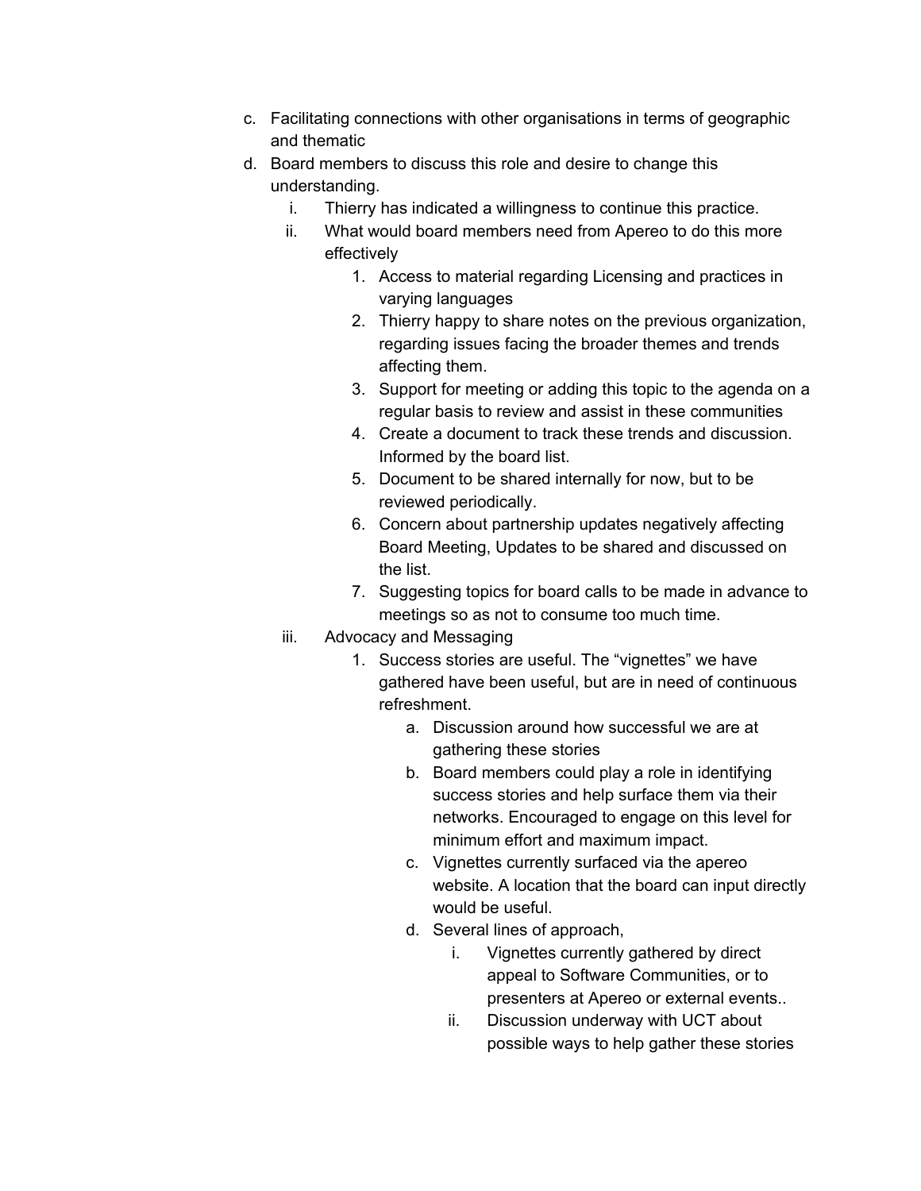c. Facilitating connections with other organisations in terms of geographic and thematic
d. Board members to discuss this role and desire to change this understanding.
    i. Thierry has indicated a willingness to continue this practice.
    ii. What would board members need from Apereo to do this more effectively
        1. Access to material regarding Licensing and practices in varying languages
        2. Thierry happy to share notes on the previous organization, regarding issues facing the broader themes and trends affecting them.
        3. Support for meeting or adding this topic to the agenda on a regular basis to review and assist in these communities
        4. Create a document to track these trends and discussion. Informed by the board list.
        5. Document to be shared internally for now, but to be reviewed periodically.
        6. Concern about partnership updates negatively affecting Board Meeting, Updates to be shared and discussed on the list.
        7. Suggesting topics for board calls to be made in advance to meetings so as not to consume too much time.
    iii. Advocacy and Messaging
        1. Success stories are useful. The "vignettes" we have gathered have been useful, but are in need of continuous refreshment.
            a. Discussion around how successful we are at gathering these stories
            b. Board members could play a role in identifying success stories and help surface them via their networks. Encouraged to engage on this level for minimum effort and maximum impact.
            c. Vignettes currently surfaced via the apereo website. A location that the board can input directly would be useful.
            d. Several lines of approach,
                i. Vignettes currently gathered by direct appeal to Software Communities, or to presenters at Apereo or external events..
                ii. Discussion underway with UCT about possible ways to help gather these stories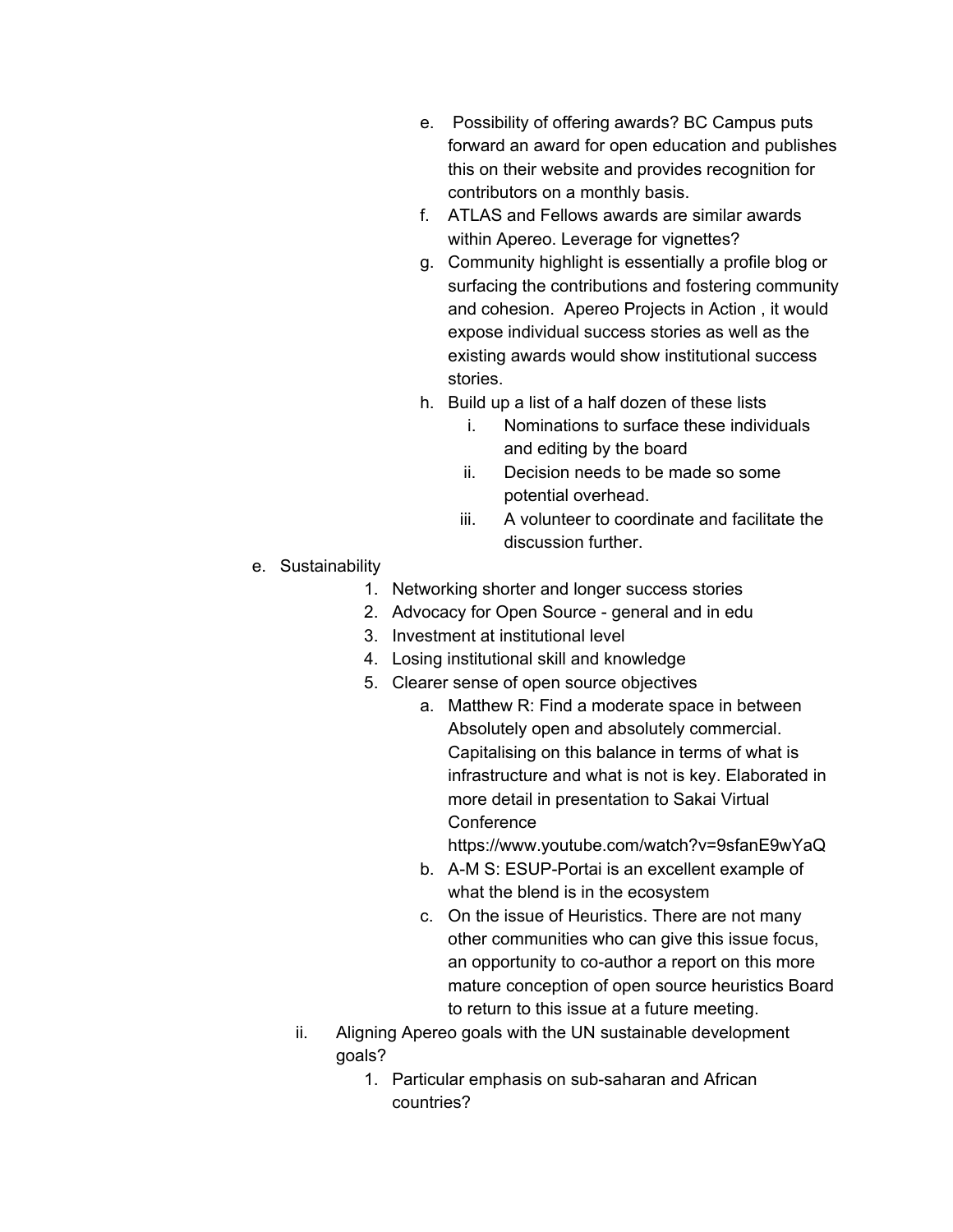e. Possibility of offering awards? BC Campus puts forward an award for open education and publishes this on their website and provides recognition for contributors on a monthly basis.

f. ATLAS and Fellows awards are similar awards within Apereo. Leverage for vignettes?

g. Community highlight is essentially a profile blog or surfacing the contributions and fostering community and cohesion. Apereo Projects in Action , it would expose individual success stories as well as the existing awards would show institutional success stories.

h. Build up a list of a half dozen of these lists
   - i. Nominations to surface these individuals and editing by the board
   - ii. Decision needs to be made so some potential overhead.
   - iii. A volunteer to coordinate and facilitate the discussion further.

e. Sustainability

1. Networking shorter and longer success stories
2. Advocacy for Open Source - general and in edu
3. Investment at institutional level
4. Losing institutional skill and knowledge
5. Clearer sense of open source objectives
   - a. Matthew R: Find a moderate space in between Absolutely open and absolutely commercial. Capitalising on this balance in terms of what is infrastructure and what is not is key. Elaborated in more detail in presentation to Sakai Virtual Conference https://www.youtube.com/watch?v=9sfanE9wYaQ
   - b. A-M S: ESUP-Portai is an excellent example of what the blend is in the ecosystem
   - c. On the issue of Heuristics. There are not many other communities who can give this issue focus, an opportunity to co-author a report on this more mature conception of open source heuristics Board to return to this issue at a future meeting.

ii. Aligning Apereo goals with the UN sustainable development goals?

1. Particular emphasis on sub-saharan and African countries?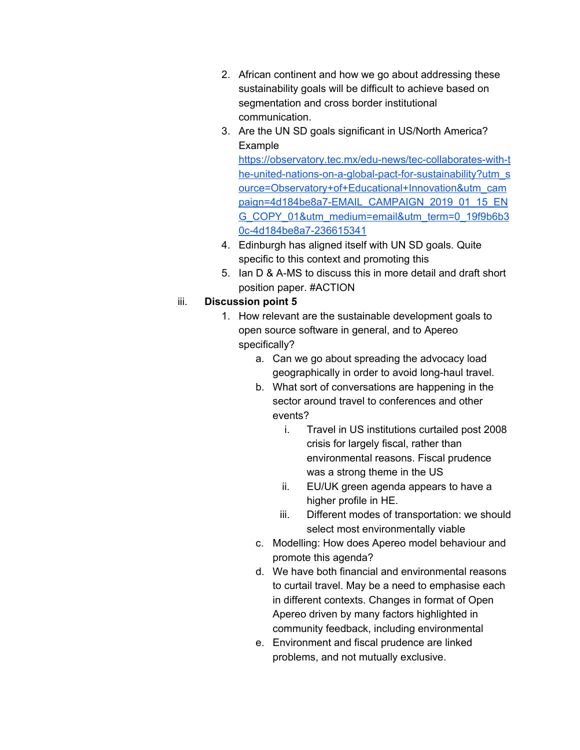2. African continent and how we go about addressing these sustainability goals will be difficult to achieve based on segmentation and cross border institutional communication.
3. Are the UN SD goals significant in US/North America? Example [https://observatory.tec.mx/edu-news/tec-collaborates-with-the-united-nations-on-a-global-pact-for-sustainability?utm_source=Observatory+of+Educational+Innovation&utm_campaign=4d184be8a7-EMAIL_CAMPAIGN_2019_01_15_ENG_COPY_01&utm_medium=email&utm_term=0_19f9b6b30c-4d184be8a7-236615341](https://observatory.tec.mx/edu-news/tec-collaborates-with-the-united-nations-on-a-global-pact-for-sustainability?utm_source=Observatory+of+Educational+Innovation&utm_campaign=4d184be8a7-EMAIL_CAMPAIGN_2019_01_15_ENG_COPY_01&utm_medium=email&utm_term=0_19f9b6b30c-4d184be8a7-236615341)
4. Edinburgh has aligned itself with UN SD goals. Quite specific to this context and promoting this
5. Ian D & A-MS to discuss this in more detail and draft short position paper. #ACTION

iii. **Discussion point 5**

1. How relevant are the sustainable development goals to open source software in general, and to Apereo specifically?
   a. Can we go about spreading the advocacy load geographically in order to avoid long-haul travel.
   b. What sort of conversations are happening in the sector around travel to conferences and other events?
      i. Travel in US institutions curtailed post 2008 crisis for largely fiscal, rather than environmental reasons. Fiscal prudence was a strong theme in the US
      ii. EU/UK green agenda appears to have a higher profile in HE.
      iii. Different modes of transportation: we should select most environmentally viable
   c. Modelling: How does Apereo model behaviour and promote this agenda?
   d. We have both financial and environmental reasons to curtail travel. May be a need to emphasise each in different contexts. Changes in format of Open Apereo driven by many factors highlighted in community feedback, including environmental
   e. Environment and fiscal prudence are linked problems, and not mutually exclusive.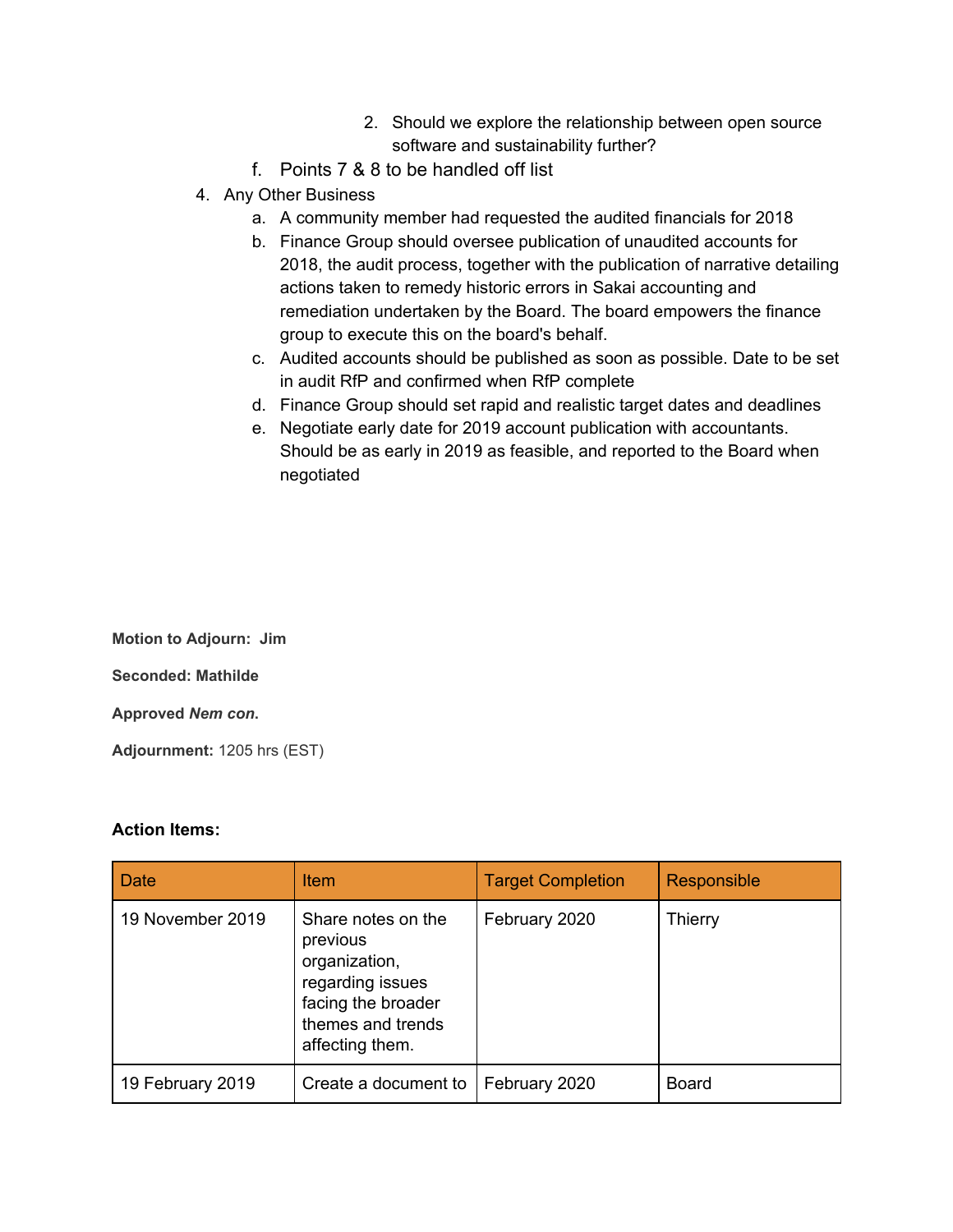2. Should we explore the relationship between open source software and sustainability further?

    f. Points 7 & 8 to be handled off list

4. Any Other Business
    a. A community member had requested the audited financials for 2018
    b. Finance Group should oversee publication of unaudited accounts for 2018, the audit process, together with the publication of narrative detailing actions taken to remedy historic errors in Sakai accounting and remediation undertaken by the Board. The board empowers the finance group to execute this on the board's behalf.
    c. Audited accounts should be published as soon as possible. Date to be set in audit RfP and confirmed when RfP complete
    d. Finance Group should set rapid and realistic target dates and deadlines
    e. Negotiate early date for 2019 account publication with accountants. Should be as early in 2019 as feasible, and reported to the Board when negotiated

**Motion to Adjourn: Jim**

**Seconded: Mathilde**

**Approved *Nem con*.**

**Adjournment:** 1205 hrs (EST)

**Action Items:**

| Date | Item | Target Completion | Responsible |
|---|---|---|---|
| 19 November 2019 | Share notes on the previous organization, regarding issues facing the broader themes and trends affecting them. | February 2020 | Thierry |
| 19 February 2019 | Create a document to | February 2020 | Board |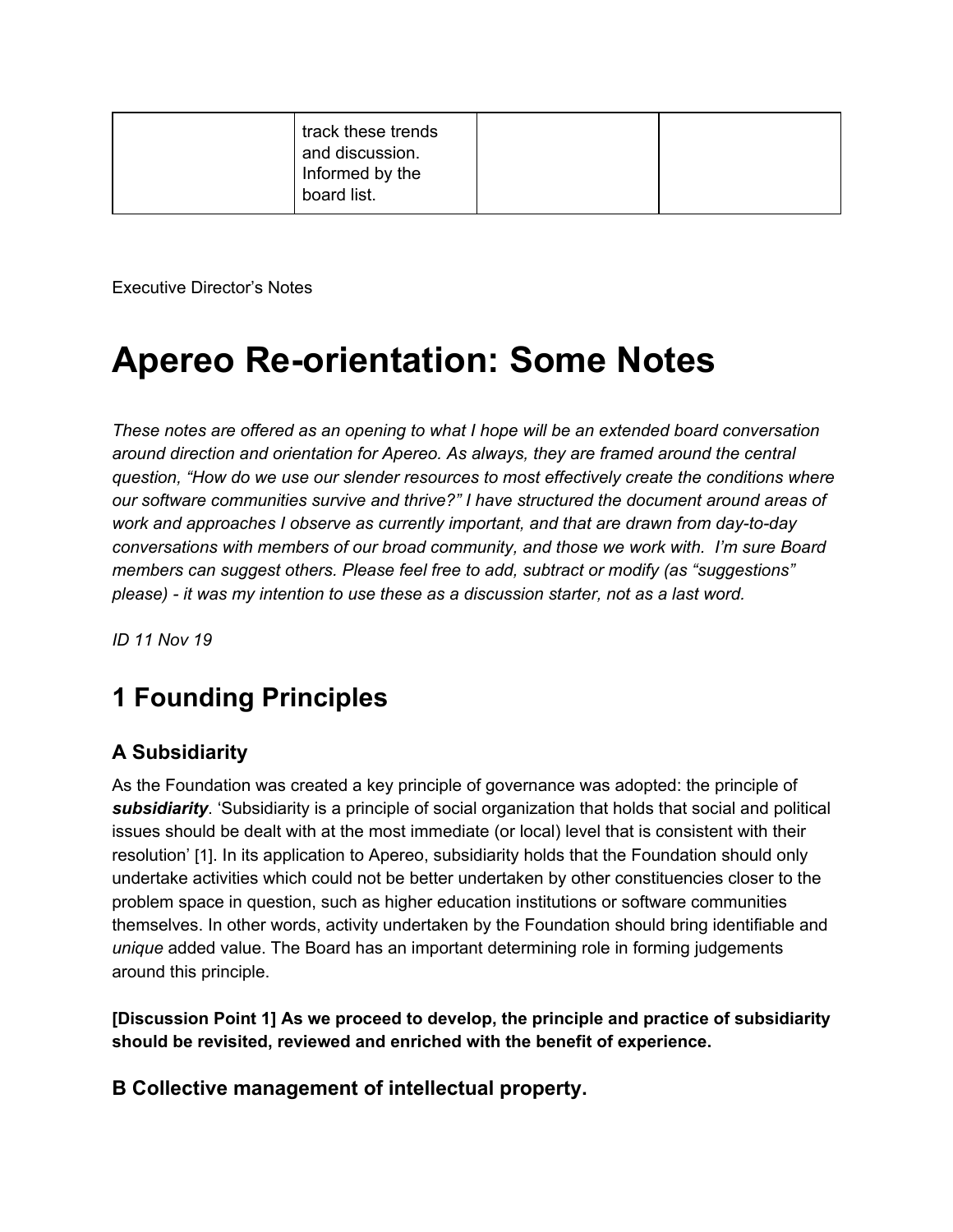| | track these trends and discussion. Informed by the board list. | | |
|---|---|---|---|

Executive Director's Notes

# Apereo Re-orientation: Some Notes

*These notes are offered as an opening to what I hope will be an extended board conversation around direction and orientation for Apereo. As always, they are framed around the central question, "How do we use our slender resources to most effectively create the conditions where our software communities survive and thrive?" I have structured the document around areas of work and approaches I observe as currently important, and that are drawn from day-to-day conversations with members of our broad community, and those we work with. I'm sure Board members can suggest others. Please feel free to add, subtract or modify (as "suggestions" please) - it was my intention to use these as a discussion starter, not as a last word.*

*ID 11 Nov 19*

## 1 Founding Principles

### A Subsidiarity

As the Foundation was created a key principle of governance was adopted: the principle of ***subsidiarity***. 'Subsidiarity is a principle of social organization that holds that social and political issues should be dealt with at the most immediate (or local) level that is consistent with their resolution' [1]. In its application to Apereo, subsidiarity holds that the Foundation should only undertake activities which could not be better undertaken by other constituencies closer to the problem space in question, such as higher education institutions or software communities themselves. In other words, activity undertaken by the Foundation should bring identifiable and *unique* added value. The Board has an important determining role in forming judgements around this principle.

**[Discussion Point 1] As we proceed to develop, the principle and practice of subsidiarity should be revisited, reviewed and enriched with the benefit of experience.**

### B Collective management of intellectual property.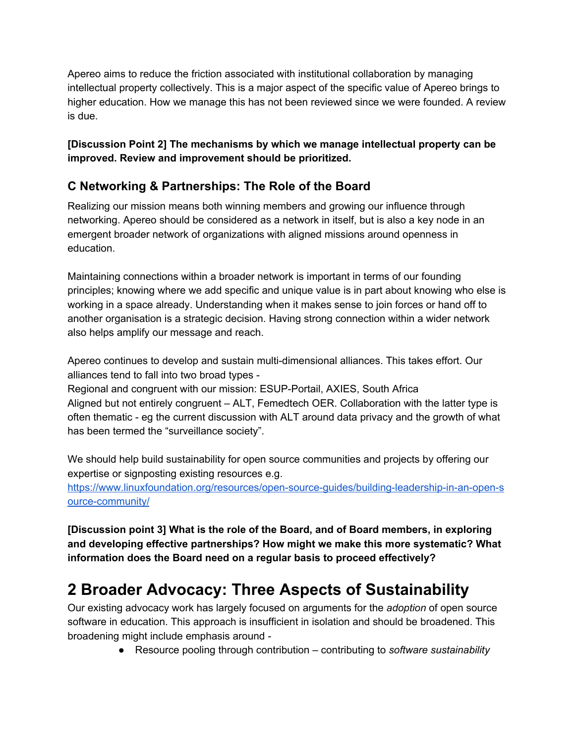Apereo aims to reduce the friction associated with institutional collaboration by managing intellectual property collectively. This is a major aspect of the specific value of Apereo brings to higher education. How we manage this has not been reviewed since we were founded. A review is due.

**[Discussion Point 2] The mechanisms by which we manage intellectual property can be improved. Review and improvement should be prioritized.**

### C Networking & Partnerships: The Role of the Board

Realizing our mission means both winning members and growing our influence through networking. Apereo should be considered as a network in itself, but is also a key node in an emergent broader network of organizations with aligned missions around openness in education.

Maintaining connections within a broader network is important in terms of our founding principles; knowing where we add specific and unique value is in part about knowing who else is working in a space already. Understanding when it makes sense to join forces or hand off to another organisation is a strategic decision. Having strong connection within a wider network also helps amplify our message and reach.

Apereo continues to develop and sustain multi-dimensional alliances. This takes effort. Our alliances tend to fall into two broad types -
Regional and congruent with our mission: ESUP-Portail, AXIES, South Africa
Aligned but not entirely congruent – ALT, Femedtech OER. Collaboration with the latter type is often thematic - eg the current discussion with ALT around data privacy and the growth of what has been termed the "surveillance society".

We should help build sustainability for open source communities and projects by offering our expertise or signposting existing resources e.g.
[https://www.linuxfoundation.org/resources/open-source-guides/building-leadership-in-an-open-source-community/](https://www.linuxfoundation.org/resources/open-source-guides/building-leadership-in-an-open-source-community/)

**[Discussion point 3] What is the role of the Board, and of Board members, in exploring and developing effective partnerships? How might we make this more systematic? What information does the Board need on a regular basis to proceed effectively?**

# 2 Broader Advocacy: Three Aspects of Sustainability

Our existing advocacy work has largely focused on arguments for the *adoption* of open source software in education. This approach is insufficient in isolation and should be broadened. This broadening might include emphasis around -

- Resource pooling through contribution – contributing to *software sustainability*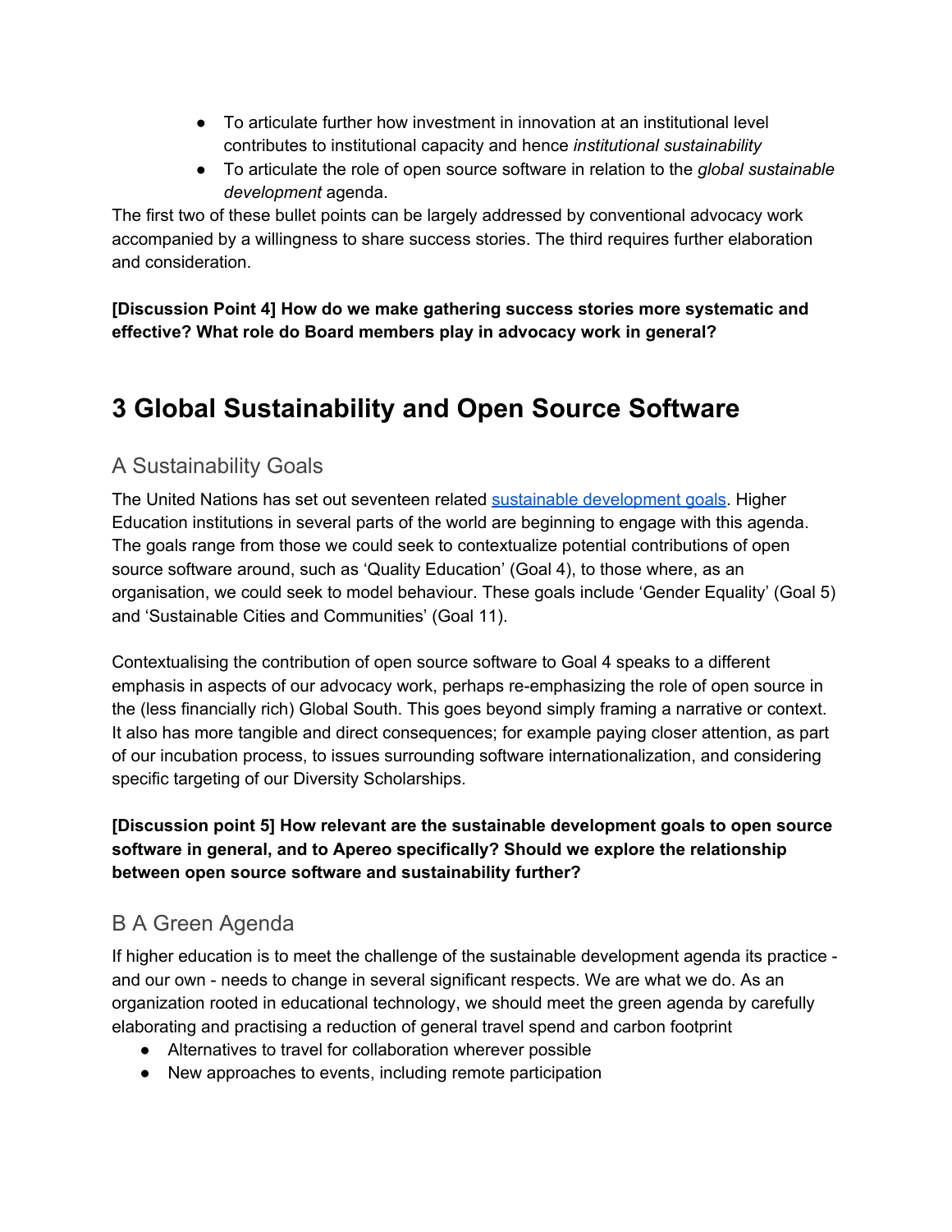- To articulate further how investment in innovation at an institutional level contributes to institutional capacity and hence *institutional sustainability*
- To articulate the role of open source software in relation to the *global sustainable development* agenda.

The first two of these bullet points can be largely addressed by conventional advocacy work accompanied by a willingness to share success stories. The third requires further elaboration and consideration.

**[Discussion Point 4] How do we make gathering success stories more systematic and effective? What role do Board members play in advocacy work in general?**

# 3 Global Sustainability and Open Source Software

## A Sustainability Goals

The United Nations has set out seventeen related sustainable development goals. Higher Education institutions in several parts of the world are beginning to engage with this agenda. The goals range from those we could seek to contextualize potential contributions of open source software around, such as 'Quality Education' (Goal 4), to those where, as an organisation, we could seek to model behaviour. These goals include 'Gender Equality' (Goal 5) and 'Sustainable Cities and Communities' (Goal 11).

Contextualising the contribution of open source software to Goal 4 speaks to a different emphasis in aspects of our advocacy work, perhaps re-emphasizing the role of open source in the (less financially rich) Global South. This goes beyond simply framing a narrative or context. It also has more tangible and direct consequences; for example paying closer attention, as part of our incubation process, to issues surrounding software internationalization, and considering specific targeting of our Diversity Scholarships.

**[Discussion point 5] How relevant are the sustainable development goals to open source software in general, and to Apereo specifically? Should we explore the relationship between open source software and sustainability further?**

## B A Green Agenda

If higher education is to meet the challenge of the sustainable development agenda its practice - and our own - needs to change in several significant respects. We are what we do. As an organization rooted in educational technology, we should meet the green agenda by carefully elaborating and practising a reduction of general travel spend and carbon footprint

- Alternatives to travel for collaboration wherever possible
- New approaches to events, including remote participation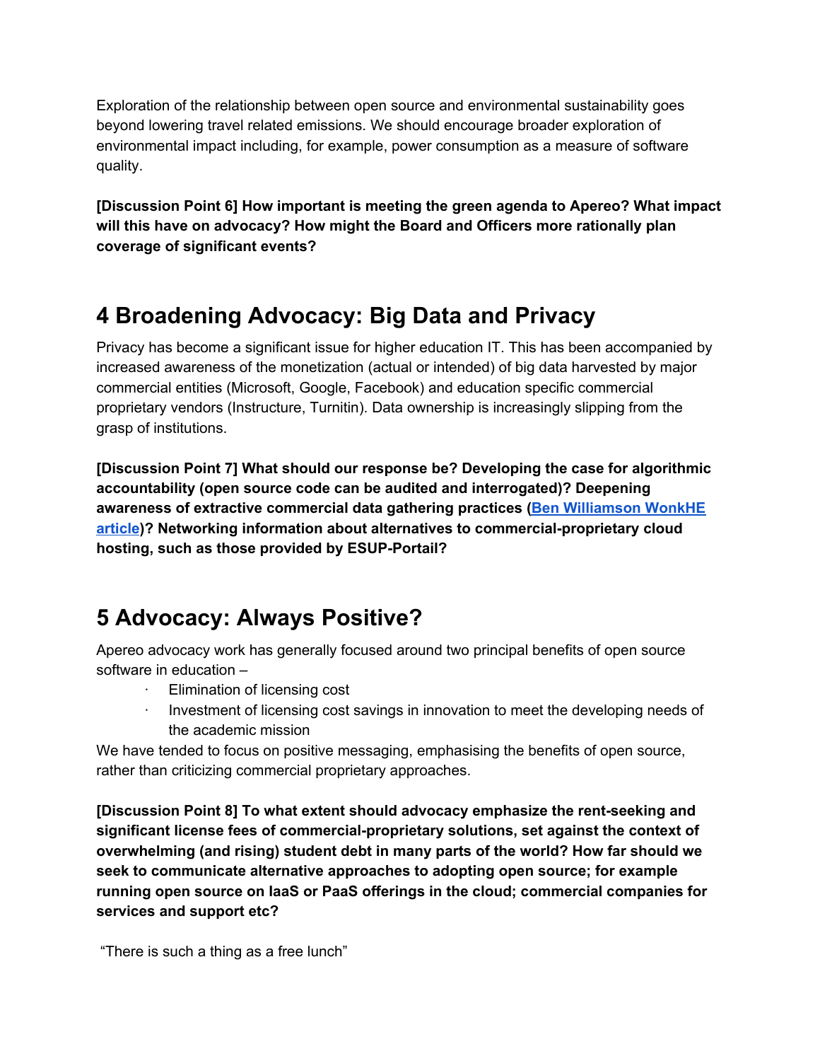Exploration of the relationship between open source and environmental sustainability goes beyond lowering travel related emissions. We should encourage broader exploration of environmental impact including, for example, power consumption as a measure of software quality.

**[Discussion Point 6] How important is meeting the green agenda to Apereo? What impact will this have on advocacy? How might the Board and Officers more rationally plan coverage of significant events?**

# 4 Broadening Advocacy: Big Data and Privacy

Privacy has become a significant issue for higher education IT. This has been accompanied by increased awareness of the monetization (actual or intended) of big data harvested by major commercial entities (Microsoft, Google, Facebook) and education specific commercial proprietary vendors (Instructure, Turnitin). Data ownership is increasingly slipping from the grasp of institutions.

**[Discussion Point 7] What should our response be? Developing the case for algorithmic accountability (open source code can be audited and interrogated)? Deepening awareness of extractive commercial data gathering practices (Ben Williamson WonkHE article)? Networking information about alternatives to commercial-proprietary cloud hosting, such as those provided by ESUP-Portail?**

# 5 Advocacy: Always Positive?

Apereo advocacy work has generally focused around two principal benefits of open source software in education –

- Elimination of licensing cost
- Investment of licensing cost savings in innovation to meet the developing needs of the academic mission

We have tended to focus on positive messaging, emphasising the benefits of open source, rather than criticizing commercial proprietary approaches.

**[Discussion Point 8] To what extent should advocacy emphasize the rent-seeking and significant license fees of commercial-proprietary solutions, set against the context of overwhelming (and rising) student debt in many parts of the world? How far should we seek to communicate alternative approaches to adopting open source; for example running open source on IaaS or PaaS offerings in the cloud; commercial companies for services and support etc?**

"There is such a thing as a free lunch"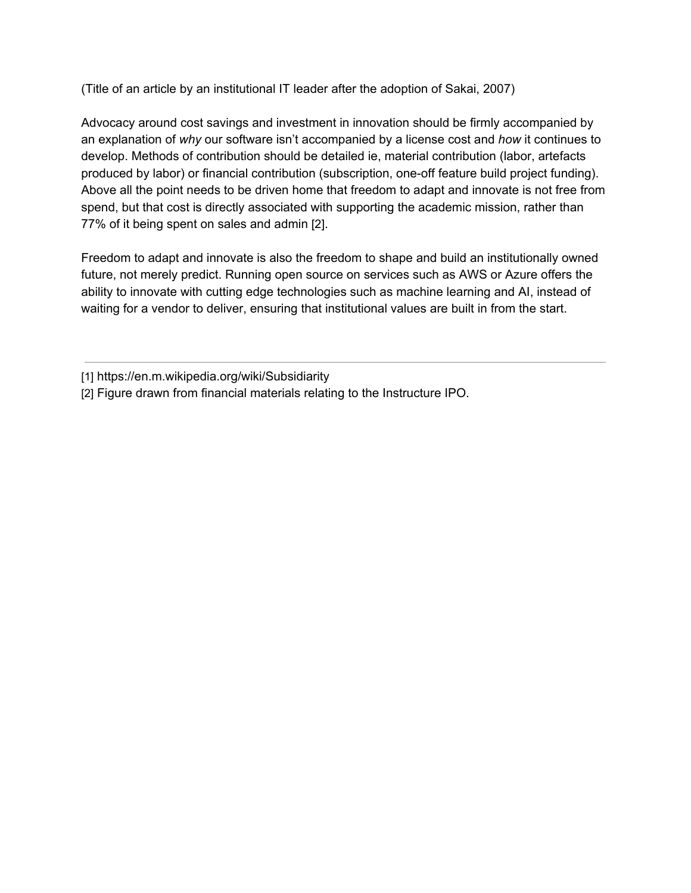(Title of an article by an institutional IT leader after the adoption of Sakai, 2007)

Advocacy around cost savings and investment in innovation should be firmly accompanied by an explanation of *why* our software isn't accompanied by a license cost and *how* it continues to develop. Methods of contribution should be detailed ie, material contribution (labor, artefacts produced by labor) or financial contribution (subscription, one-off feature build project funding). Above all the point needs to be driven home that freedom to adapt and innovate is not free from spend, but that cost is directly associated with supporting the academic mission, rather than 77% of it being spent on sales and admin [2].

Freedom to adapt and innovate is also the freedom to shape and build an institutionally owned future, not merely predict. Running open source on services such as AWS or Azure offers the ability to innovate with cutting edge technologies such as machine learning and AI, instead of waiting for a vendor to deliver, ensuring that institutional values are built in from the start.

---

[1] https://en.m.wikipedia.org/wiki/Subsidiarity

[2] Figure drawn from financial materials relating to the Instructure IPO.